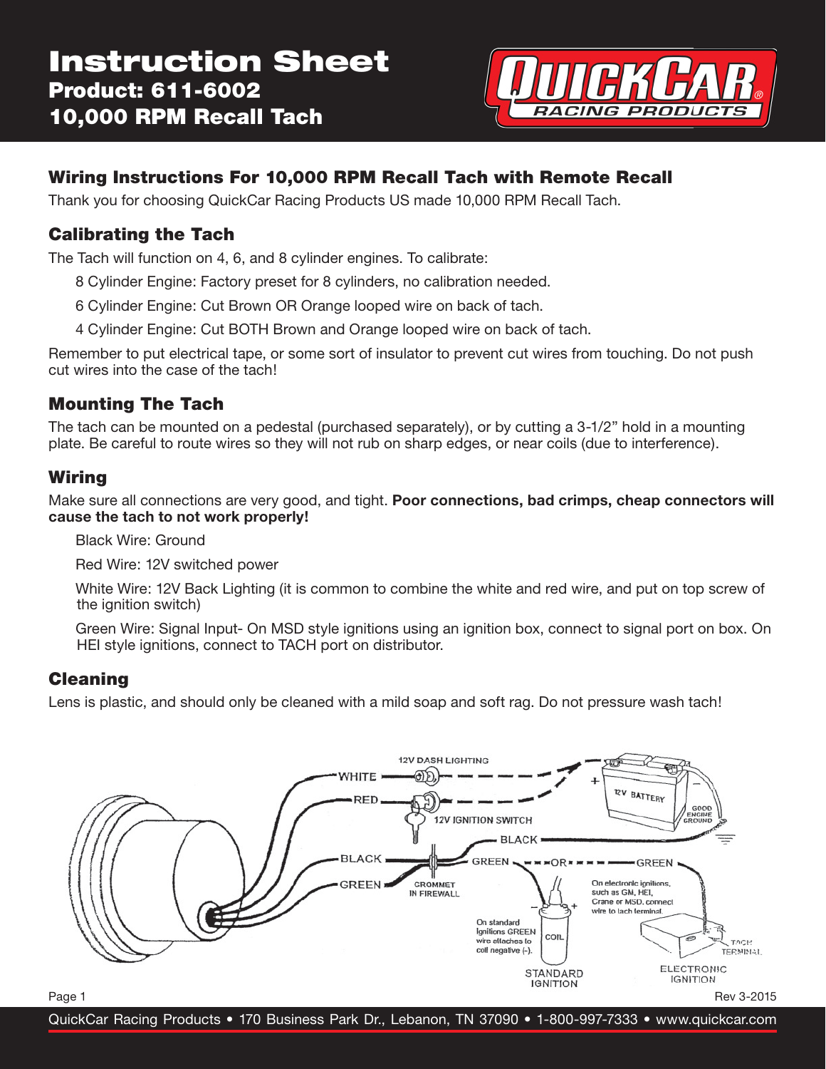# Instruction Sheet

**Product: 611-6002**

**10,000 RPM Recall Tach**

## Wiring Instructions For 10,000 RPM Recall Tach with Remote Recall

Thank you for choosing QuickCar Racing Products US made 10,000 RPM Recall Tach.

### Calibrating the Tach

The Tach will function on 4, 6, and 8 cylinder engines. To calibrate:

- 8 Cylinder Engine: Factory preset for 8 cylinders, no calibration needed.
- 6 Cylinder Engine: Cut Brown OR Orange looped wire on back of tach.
- 4 Cylinder Engine: Cut BOTH Brown and Orange looped wire on back of tach.

Remember to put electrical tape, or some sort of insulator to prevent cut wires from touching. Do not push cut wires into the case of the tach!

### Mounting The Tach

The tach can be mounted on a pedestal (purchased separately), or by cutting a 3-1/2" hold in a mounting plate. Be careful to route wires so they will not rub on sharp edges, or near coils (due to interference).

### Wiring

Make sure all connections are very good, and tight. **Poor connections, bad crimps, cheap connectors will cause the tach to not work properly!**

- Black Wire: Ground
- Red Wire: 12V switched power
- White Wire: 12V Back Lighting (it is common to combine the white and red wire, and put on top screw of the ignition switch)
- Green Wire: Signal Input- On MSD style ignitions using an ignition box, connect to signal port on box. On HEI style ignitions, connect to TACH port on distributor.

### Cleaning

Lens is plastic, and should only be cleaned with a mild soap and soft rag. Do not pressure wash tach!

WHITE — 12V DASH LIGHTING
RED — 12V IGNITION SWITCH
12V BATTERY — GOOD ENGINE GROUND
BLACK
GREEN ---OR--- GREEN
GROMMET IN FIREWALL
On standard Ignitions GREEN wire attaches to coil negative (-).
COIL — STANDARD IGNITION
On electronic ignitions, such as GM, HEI, Crane or MSD, connect wire to tach terminal.
TACH TERMINAL — ELECTRONIC IGNITION

Rev 3-2015

QuickCar Racing Products • 170 Business Park Dr., Lebanon, TN 37090 • 1-800-997-7333 • www.quickcar.com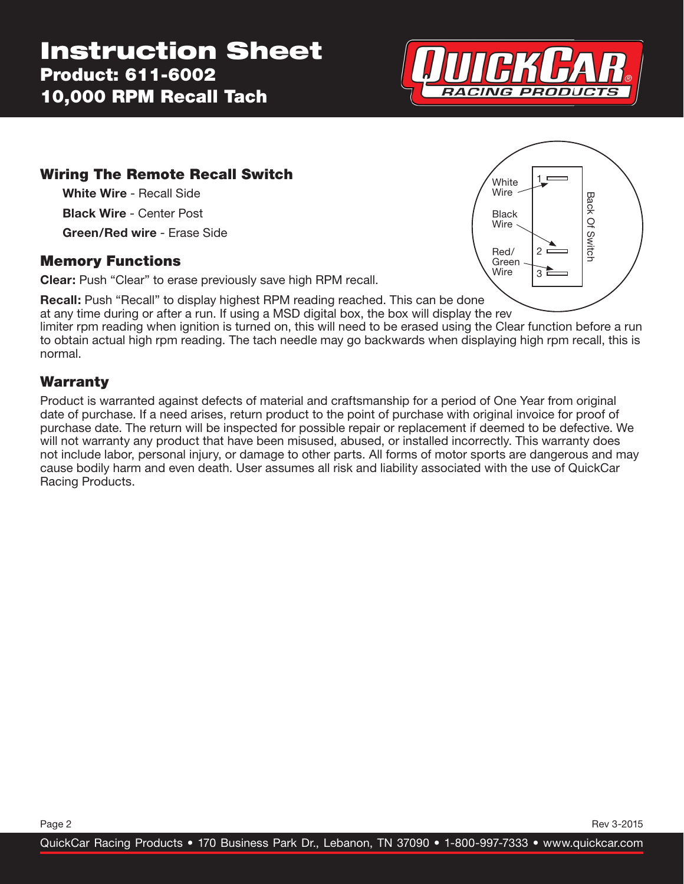# Instruction Sheet

**Product: 611-6002**
**10,000 RPM Recall Tach**

## Wiring The Remote Recall Switch

**White Wire** - Recall Side

**Black Wire** - Center Post

**Green/Red wire** - Erase Side

White Wire
Black Wire
Red/ Green Wire
1
2
3
Back Of Switch

## Memory Functions

**Clear:** Push "Clear" to erase previously save high RPM recall.

**Recall:** Push "Recall" to display highest RPM reading reached. This can be done at any time during or after a run. If using a MSD digital box, the box will display the rev limiter rpm reading when ignition is turned on, this will need to be erased using the Clear function before a run to obtain actual high rpm reading. The tach needle may go backwards when displaying high rpm recall, this is normal.

## Warranty

Product is warranted against defects of material and craftsmanship for a period of One Year from original date of purchase. If a need arises, return product to the point of purchase with original invoice for proof of purchase date. The return will be inspected for possible repair or replacement if deemed to be defective. We will not warranty any product that have been misused, abused, or installed incorrectly. This warranty does not include labor, personal injury, or damage to other parts. All forms of motor sports are dangerous and may cause bodily harm and even death. User assumes all risk and liability associated with the use of QuickCar Racing Products.

Rev 3-2015

QuickCar Racing Products • 170 Business Park Dr., Lebanon, TN 37090 • 1-800-997-7333 • www.quickcar.com